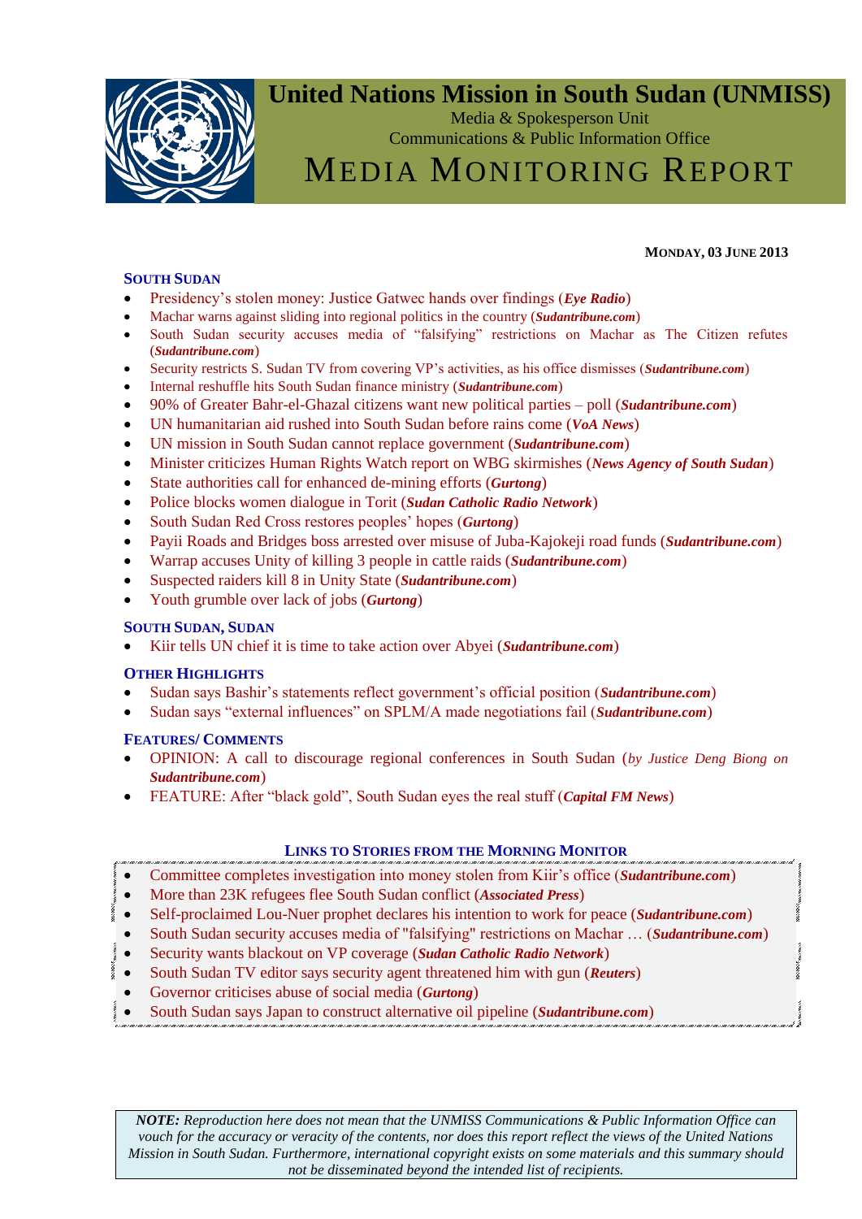# United Nations Mission in South Sudan (UNMISS)

Media & Spokesperson Unit
Communications & Public Information Office

# MEDIA MONITORING REPORT

**MONDAY, 03 JUNE 2013**

## SOUTH SUDAN

- Presidency's stolen money: Justice Gatwec hands over findings (***Eye Radio***)
- Machar warns against sliding into regional politics in the country (***Sudantribune.com***)
- South Sudan security accuses media of "falsifying" restrictions on Machar as The Citizen refutes (***Sudantribune.com***)
- Security restricts S. Sudan TV from covering VP's activities, as his office dismisses (***Sudantribune.com***)
- Internal reshuffle hits South Sudan finance ministry (***Sudantribune.com***)
- 90% of Greater Bahr-el-Ghazal citizens want new political parties – poll (***Sudantribune.com***)
- UN humanitarian aid rushed into South Sudan before rains come (***VoA News***)
- UN mission in South Sudan cannot replace government (***Sudantribune.com***)
- Minister criticizes Human Rights Watch report on WBG skirmishes (***News Agency of South Sudan***)
- State authorities call for enhanced de-mining efforts (***Gurtong***)
- Police blocks women dialogue in Torit (***Sudan Catholic Radio Network***)
- South Sudan Red Cross restores peoples' hopes (***Gurtong***)
- Payii Roads and Bridges boss arrested over misuse of Juba-Kajokeji road funds (***Sudantribune.com***)
- Warrap accuses Unity of killing 3 people in cattle raids (***Sudantribune.com***)
- Suspected raiders kill 8 in Unity State (***Sudantribune.com***)
- Youth grumble over lack of jobs (***Gurtong***)

## SOUTH SUDAN, SUDAN

- Kiir tells UN chief it is time to take action over Abyei (***Sudantribune.com***)

## OTHER HIGHLIGHTS

- Sudan says Bashir's statements reflect government's official position (***Sudantribune.com***)
- Sudan says "external influences" on SPLM/A made negotiations fail (***Sudantribune.com***)

## FEATURES/ COMMENTS

- OPINION: A call to discourage regional conferences in South Sudan (*by Justice Deng Biong on* ***Sudantribune.com***)
- FEATURE: After "black gold", South Sudan eyes the real stuff (***Capital FM News***)

## LINKS TO STORIES FROM THE MORNING MONITOR

- Committee completes investigation into money stolen from Kiir's office (***Sudantribune.com***)
- More than 23K refugees flee South Sudan conflict (***Associated Press***)
- Self-proclaimed Lou-Nuer prophet declares his intention to work for peace (***Sudantribune.com***)
- South Sudan security accuses media of "falsifying" restrictions on Machar … (***Sudantribune.com***)
- Security wants blackout on VP coverage (***Sudan Catholic Radio Network***)
- South Sudan TV editor says security agent threatened him with gun (***Reuters***)
- Governor criticises abuse of social media (***Gurtong***)
- South Sudan says Japan to construct alternative oil pipeline (***Sudantribune.com***)

***NOTE:*** *Reproduction here does not mean that the UNMISS Communications & Public Information Office can vouch for the accuracy or veracity of the contents, nor does this report reflect the views of the United Nations Mission in South Sudan. Furthermore, international copyright exists on some materials and this summary should not be disseminated beyond the intended list of recipients.*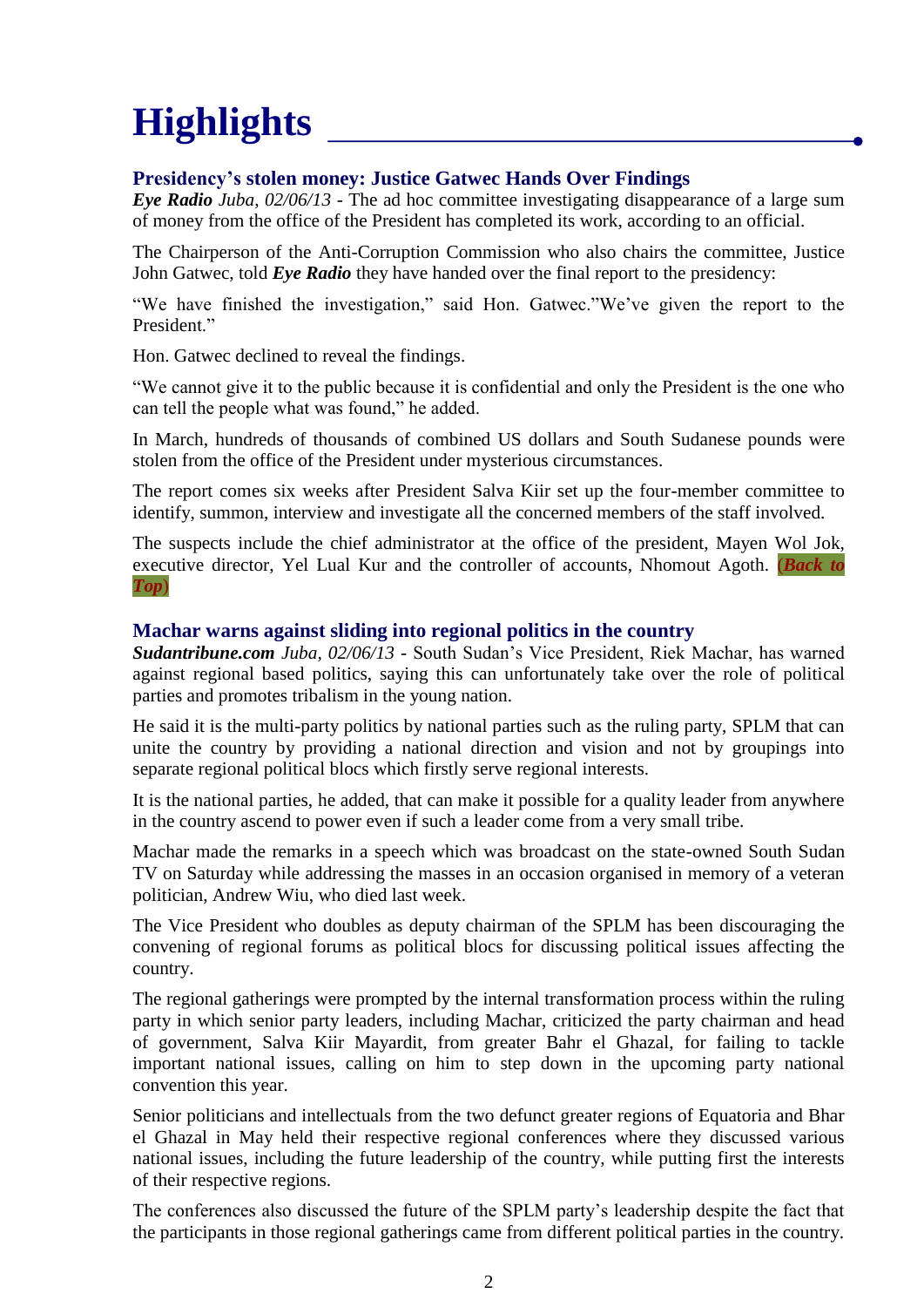# Highlights

### Presidency's stolen money: Justice Gatwec Hands Over Findings

***Eye Radio*** *Juba, 02/06/13* - The ad hoc committee investigating disappearance of a large sum of money from the office of the President has completed its work, according to an official.

The Chairperson of the Anti-Corruption Commission who also chairs the committee, Justice John Gatwec, told ***Eye Radio*** they have handed over the final report to the presidency:

"We have finished the investigation," said Hon. Gatwec."We've given the report to the President."

Hon. Gatwec declined to reveal the findings.

"We cannot give it to the public because it is confidential and only the President is the one who can tell the people what was found," he added.

In March, hundreds of thousands of combined US dollars and South Sudanese pounds were stolen from the office of the President under mysterious circumstances.

The report comes six weeks after President Salva Kiir set up the four-member committee to identify, summon, interview and investigate all the concerned members of the staff involved.

The suspects include the chief administrator at the office of the president, Mayen Wol Jok, executive director, Yel Lual Kur and the controller of accounts, Nhomout Agoth. (***Back to Top***)

### Machar warns against sliding into regional politics in the country

***Sudantribune.com*** *Juba, 02/06/13* - South Sudan's Vice President, Riek Machar, has warned against regional based politics, saying this can unfortunately take over the role of political parties and promotes tribalism in the young nation.

He said it is the multi-party politics by national parties such as the ruling party, SPLM that can unite the country by providing a national direction and vision and not by groupings into separate regional political blocs which firstly serve regional interests.

It is the national parties, he added, that can make it possible for a quality leader from anywhere in the country ascend to power even if such a leader come from a very small tribe.

Machar made the remarks in a speech which was broadcast on the state-owned South Sudan TV on Saturday while addressing the masses in an occasion organised in memory of a veteran politician, Andrew Wiu, who died last week.

The Vice President who doubles as deputy chairman of the SPLM has been discouraging the convening of regional forums as political blocs for discussing political issues affecting the country.

The regional gatherings were prompted by the internal transformation process within the ruling party in which senior party leaders, including Machar, criticized the party chairman and head of government, Salva Kiir Mayardit, from greater Bahr el Ghazal, for failing to tackle important national issues, calling on him to step down in the upcoming party national convention this year.

Senior politicians and intellectuals from the two defunct greater regions of Equatoria and Bhar el Ghazal in May held their respective regional conferences where they discussed various national issues, including the future leadership of the country, while putting first the interests of their respective regions.

The conferences also discussed the future of the SPLM party's leadership despite the fact that the participants in those regional gatherings came from different political parties in the country.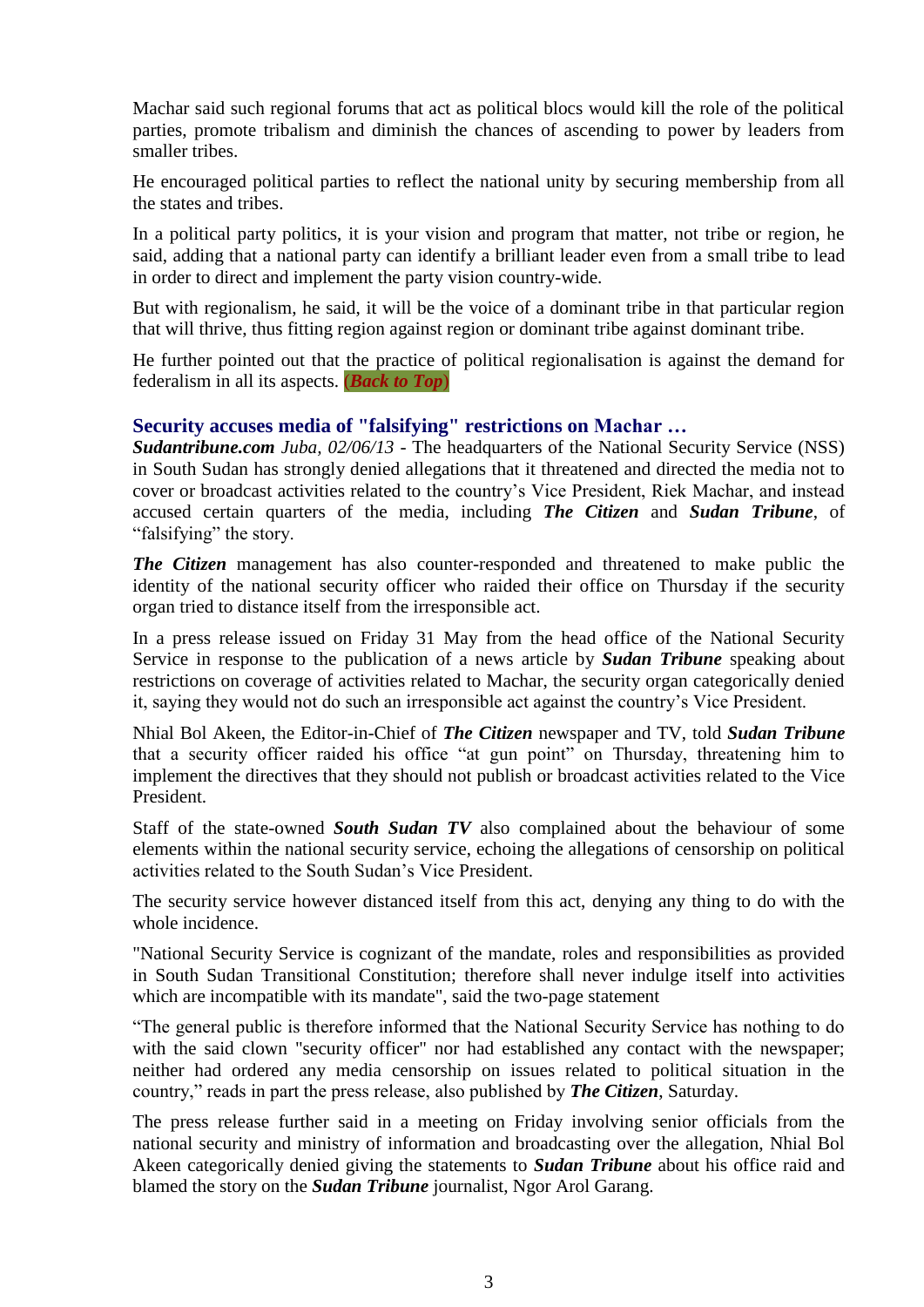Machar said such regional forums that act as political blocs would kill the role of the political parties, promote tribalism and diminish the chances of ascending to power by leaders from smaller tribes.

He encouraged political parties to reflect the national unity by securing membership from all the states and tribes.

In a political party politics, it is your vision and program that matter, not tribe or region, he said, adding that a national party can identify a brilliant leader even from a small tribe to lead in order to direct and implement the party vision country-wide.

But with regionalism, he said, it will be the voice of a dominant tribe in that particular region that will thrive, thus fitting region against region or dominant tribe against dominant tribe.

He further pointed out that the practice of political regionalisation is against the demand for federalism in all its aspects. (***Back to Top***)

### Security accuses media of "falsifying" restrictions on Machar …

***Sudantribune.com*** *Juba, 02/06/13* - The headquarters of the National Security Service (NSS) in South Sudan has strongly denied allegations that it threatened and directed the media not to cover or broadcast activities related to the country's Vice President, Riek Machar, and instead accused certain quarters of the media, including ***The Citizen*** and ***Sudan Tribune***, of "falsifying" the story.

***The Citizen*** management has also counter-responded and threatened to make public the identity of the national security officer who raided their office on Thursday if the security organ tried to distance itself from the irresponsible act.

In a press release issued on Friday 31 May from the head office of the National Security Service in response to the publication of a news article by ***Sudan Tribune*** speaking about restrictions on coverage of activities related to Machar, the security organ categorically denied it, saying they would not do such an irresponsible act against the country's Vice President.

Nhial Bol Akeen, the Editor-in-Chief of ***The Citizen*** newspaper and TV, told ***Sudan Tribune*** that a security officer raided his office "at gun point" on Thursday, threatening him to implement the directives that they should not publish or broadcast activities related to the Vice President.

Staff of the state-owned ***South Sudan TV*** also complained about the behaviour of some elements within the national security service, echoing the allegations of censorship on political activities related to the South Sudan's Vice President.

The security service however distanced itself from this act, denying any thing to do with the whole incidence.

"National Security Service is cognizant of the mandate, roles and responsibilities as provided in South Sudan Transitional Constitution; therefore shall never indulge itself into activities which are incompatible with its mandate", said the two-page statement

"The general public is therefore informed that the National Security Service has nothing to do with the said clown "security officer" nor had established any contact with the newspaper; neither had ordered any media censorship on issues related to political situation in the country," reads in part the press release, also published by ***The Citizen***, Saturday.

The press release further said in a meeting on Friday involving senior officials from the national security and ministry of information and broadcasting over the allegation, Nhial Bol Akeen categorically denied giving the statements to ***Sudan Tribune*** about his office raid and blamed the story on the ***Sudan Tribune*** journalist, Ngor Arol Garang.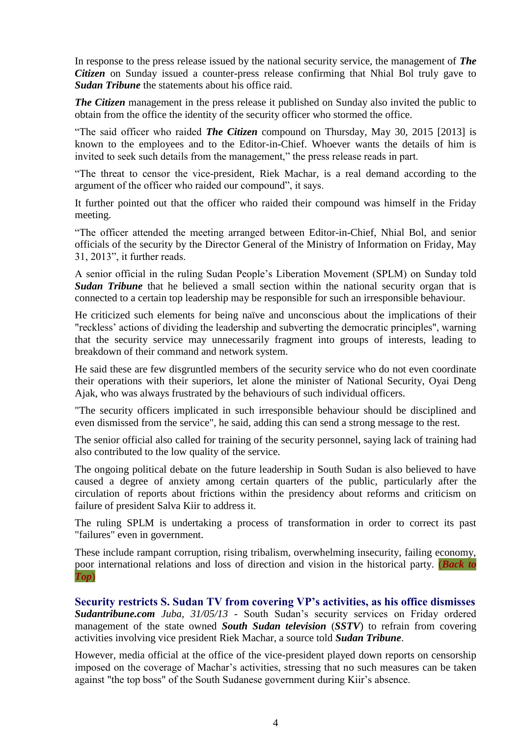In response to the press release issued by the national security service, the management of ***The Citizen*** on Sunday issued a counter-press release confirming that Nhial Bol truly gave to ***Sudan Tribune*** the statements about his office raid.

***The Citizen*** management in the press release it published on Sunday also invited the public to obtain from the office the identity of the security officer who stormed the office.

"The said officer who raided ***The Citizen*** compound on Thursday, May 30, 2015 [2013] is known to the employees and to the Editor-in-Chief. Whoever wants the details of him is invited to seek such details from the management," the press release reads in part.

"The threat to censor the vice-president, Riek Machar, is a real demand according to the argument of the officer who raided our compound", it says.

It further pointed out that the officer who raided their compound was himself in the Friday meeting.

"The officer attended the meeting arranged between Editor-in-Chief, Nhial Bol, and senior officials of the security by the Director General of the Ministry of Information on Friday, May 31, 2013", it further reads.

A senior official in the ruling Sudan People's Liberation Movement (SPLM) on Sunday told ***Sudan Tribune*** that he believed a small section within the national security organ that is connected to a certain top leadership may be responsible for such an irresponsible behaviour.

He criticized such elements for being naïve and unconscious about the implications of their "reckless' actions of dividing the leadership and subverting the democratic principles", warning that the security service may unnecessarily fragment into groups of interests, leading to breakdown of their command and network system.

He said these are few disgruntled members of the security service who do not even coordinate their operations with their superiors, let alone the minister of National Security, Oyai Deng Ajak, who was always frustrated by the behaviours of such individual officers.

"The security officers implicated in such irresponsible behaviour should be disciplined and even dismissed from the service", he said, adding this can send a strong message to the rest.

The senior official also called for training of the security personnel, saying lack of training had also contributed to the low quality of the service.

The ongoing political debate on the future leadership in South Sudan is also believed to have caused a degree of anxiety among certain quarters of the public, particularly after the circulation of reports about frictions within the presidency about reforms and criticism on failure of president Salva Kiir to address it.

The ruling SPLM is undertaking a process of transformation in order to correct its past "failures" even in government.

These include rampant corruption, rising tribalism, overwhelming insecurity, failing economy, poor international relations and loss of direction and vision in the historical party. (***Back to Top***)

### Security restricts S. Sudan TV from covering VP's activities, as his office dismisses

***Sudantribune.com*** *Juba, 31/05/13* - South Sudan's security services on Friday ordered management of the state owned ***South Sudan television*** (***SSTV***) to refrain from covering activities involving vice president Riek Machar, a source told ***Sudan Tribune***.

However, media official at the office of the vice-president played down reports on censorship imposed on the coverage of Machar's activities, stressing that no such measures can be taken against "the top boss" of the South Sudanese government during Kiir's absence.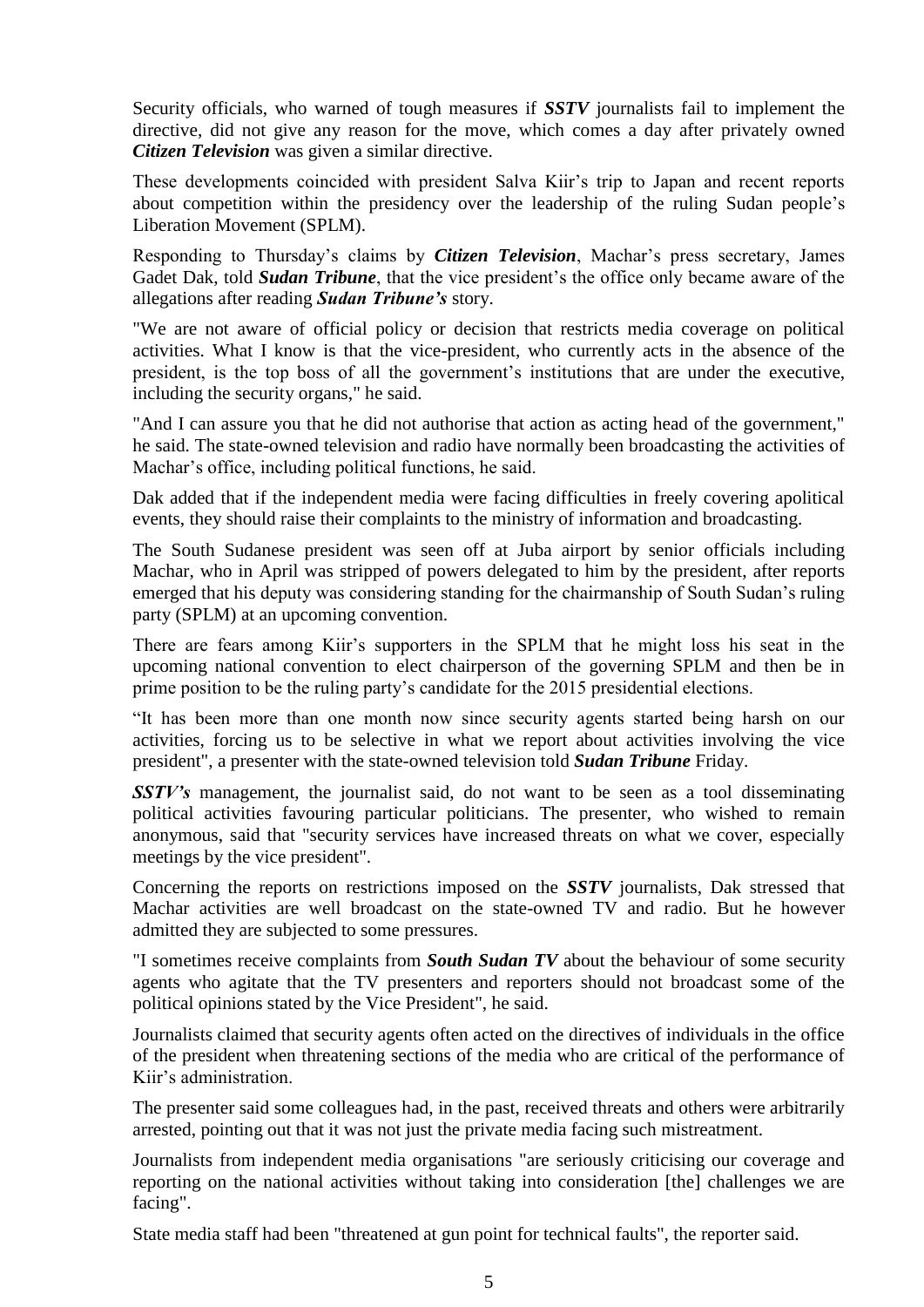Security officials, who warned of tough measures if ***SSTV*** journalists fail to implement the directive, did not give any reason for the move, which comes a day after privately owned ***Citizen Television*** was given a similar directive.

These developments coincided with president Salva Kiir's trip to Japan and recent reports about competition within the presidency over the leadership of the ruling Sudan people's Liberation Movement (SPLM).

Responding to Thursday's claims by ***Citizen Television***, Machar's press secretary, James Gadet Dak, told ***Sudan Tribune***, that the vice president's the office only became aware of the allegations after reading ***Sudan Tribune's*** story.

"We are not aware of official policy or decision that restricts media coverage on political activities. What I know is that the vice-president, who currently acts in the absence of the president, is the top boss of all the government's institutions that are under the executive, including the security organs," he said.

"And I can assure you that he did not authorise that action as acting head of the government," he said. The state-owned television and radio have normally been broadcasting the activities of Machar's office, including political functions, he said.

Dak added that if the independent media were facing difficulties in freely covering apolitical events, they should raise their complaints to the ministry of information and broadcasting.

The South Sudanese president was seen off at Juba airport by senior officials including Machar, who in April was stripped of powers delegated to him by the president, after reports emerged that his deputy was considering standing for the chairmanship of South Sudan's ruling party (SPLM) at an upcoming convention.

There are fears among Kiir's supporters in the SPLM that he might loss his seat in the upcoming national convention to elect chairperson of the governing SPLM and then be in prime position to be the ruling party's candidate for the 2015 presidential elections.

"It has been more than one month now since security agents started being harsh on our activities, forcing us to be selective in what we report about activities involving the vice president", a presenter with the state-owned television told ***Sudan Tribune*** Friday.

***SSTV's*** management, the journalist said, do not want to be seen as a tool disseminating political activities favouring particular politicians. The presenter, who wished to remain anonymous, said that "security services have increased threats on what we cover, especially meetings by the vice president".

Concerning the reports on restrictions imposed on the ***SSTV*** journalists, Dak stressed that Machar activities are well broadcast on the state-owned TV and radio. But he however admitted they are subjected to some pressures.

"I sometimes receive complaints from ***South Sudan TV*** about the behaviour of some security agents who agitate that the TV presenters and reporters should not broadcast some of the political opinions stated by the Vice President", he said.

Journalists claimed that security agents often acted on the directives of individuals in the office of the president when threatening sections of the media who are critical of the performance of Kiir's administration.

The presenter said some colleagues had, in the past, received threats and others were arbitrarily arrested, pointing out that it was not just the private media facing such mistreatment.

Journalists from independent media organisations "are seriously criticising our coverage and reporting on the national activities without taking into consideration [the] challenges we are facing".

State media staff had been "threatened at gun point for technical faults", the reporter said.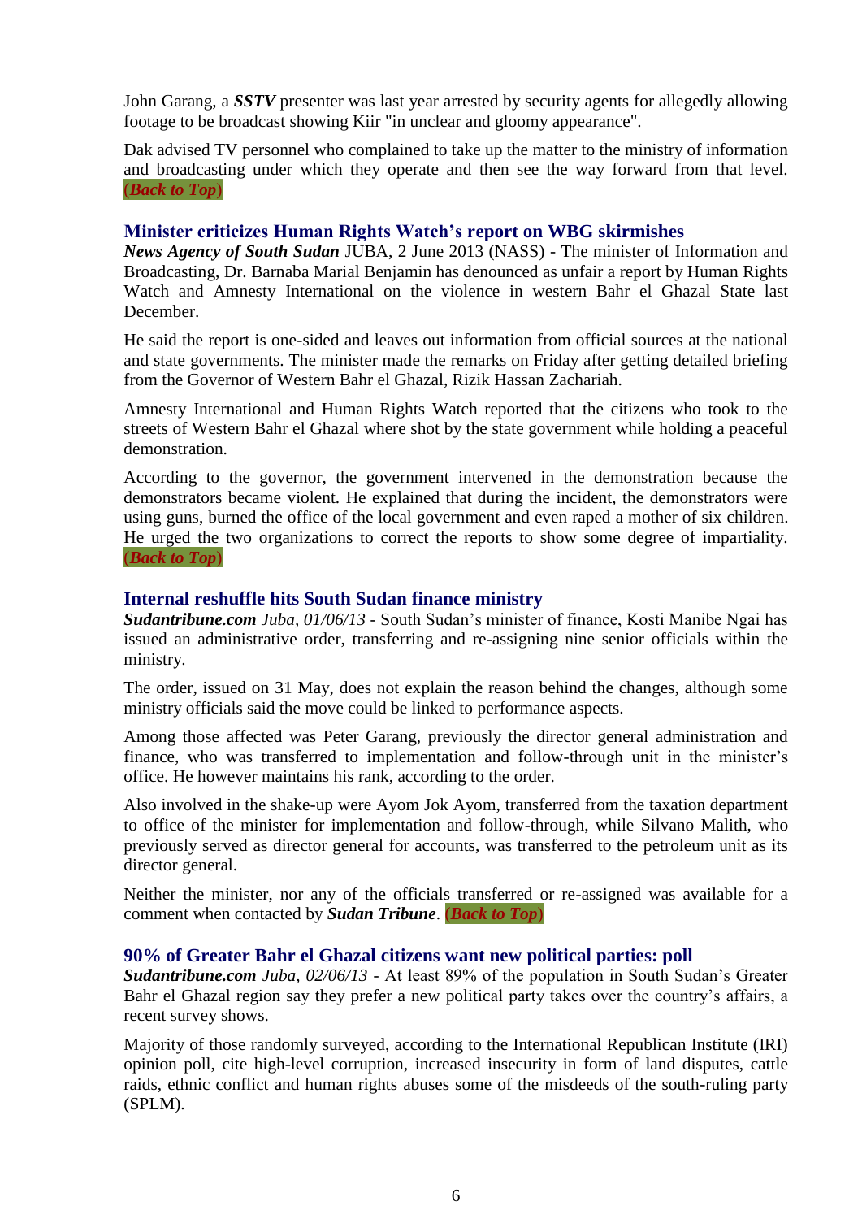John Garang, a ***SSTV*** presenter was last year arrested by security agents for allegedly allowing footage to be broadcast showing Kiir "in unclear and gloomy appearance".

Dak advised TV personnel who complained to take up the matter to the ministry of information and broadcasting under which they operate and then see the way forward from that level. (***Back to Top***)

### Minister criticizes Human Rights Watch's report on WBG skirmishes

***News Agency of South Sudan*** JUBA, 2 June 2013 (NASS) - The minister of Information and Broadcasting, Dr. Barnaba Marial Benjamin has denounced as unfair a report by Human Rights Watch and Amnesty International on the violence in western Bahr el Ghazal State last December.

He said the report is one-sided and leaves out information from official sources at the national and state governments. The minister made the remarks on Friday after getting detailed briefing from the Governor of Western Bahr el Ghazal, Rizik Hassan Zachariah.

Amnesty International and Human Rights Watch reported that the citizens who took to the streets of Western Bahr el Ghazal where shot by the state government while holding a peaceful demonstration.

According to the governor, the government intervened in the demonstration because the demonstrators became violent. He explained that during the incident, the demonstrators were using guns, burned the office of the local government and even raped a mother of six children. He urged the two organizations to correct the reports to show some degree of impartiality. (***Back to Top***)

### Internal reshuffle hits South Sudan finance ministry

***Sudantribune.com*** *Juba, 01/06/13* - South Sudan's minister of finance, Kosti Manibe Ngai has issued an administrative order, transferring and re-assigning nine senior officials within the ministry.

The order, issued on 31 May, does not explain the reason behind the changes, although some ministry officials said the move could be linked to performance aspects.

Among those affected was Peter Garang, previously the director general administration and finance, who was transferred to implementation and follow-through unit in the minister's office. He however maintains his rank, according to the order.

Also involved in the shake-up were Ayom Jok Ayom, transferred from the taxation department to office of the minister for implementation and follow-through, while Silvano Malith, who previously served as director general for accounts, was transferred to the petroleum unit as its director general.

Neither the minister, nor any of the officials transferred or re-assigned was available for a comment when contacted by ***Sudan Tribune***. (***Back to Top***)

### 90% of Greater Bahr el Ghazal citizens want new political parties: poll

***Sudantribune.com*** *Juba, 02/06/13* - At least 89% of the population in South Sudan's Greater Bahr el Ghazal region say they prefer a new political party takes over the country's affairs, a recent survey shows.

Majority of those randomly surveyed, according to the International Republican Institute (IRI) opinion poll, cite high-level corruption, increased insecurity in form of land disputes, cattle raids, ethnic conflict and human rights abuses some of the misdeeds of the south-ruling party (SPLM).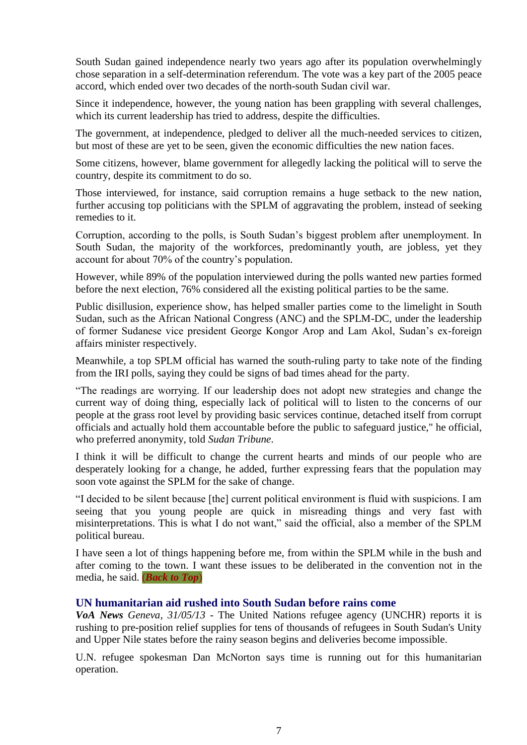South Sudan gained independence nearly two years ago after its population overwhelmingly chose separation in a self-determination referendum. The vote was a key part of the 2005 peace accord, which ended over two decades of the north-south Sudan civil war.

Since it independence, however, the young nation has been grappling with several challenges, which its current leadership has tried to address, despite the difficulties.

The government, at independence, pledged to deliver all the much-needed services to citizen, but most of these are yet to be seen, given the economic difficulties the new nation faces.

Some citizens, however, blame government for allegedly lacking the political will to serve the country, despite its commitment to do so.

Those interviewed, for instance, said corruption remains a huge setback to the new nation, further accusing top politicians with the SPLM of aggravating the problem, instead of seeking remedies to it.

Corruption, according to the polls, is South Sudan's biggest problem after unemployment. In South Sudan, the majority of the workforces, predominantly youth, are jobless, yet they account for about 70% of the country's population.

However, while 89% of the population interviewed during the polls wanted new parties formed before the next election, 76% considered all the existing political parties to be the same.

Public disillusion, experience show, has helped smaller parties come to the limelight in South Sudan, such as the African National Congress (ANC) and the SPLM-DC, under the leadership of former Sudanese vice president George Kongor Arop and Lam Akol, Sudan's ex-foreign affairs minister respectively.

Meanwhile, a top SPLM official has warned the south-ruling party to take note of the finding from the IRI polls, saying they could be signs of bad times ahead for the party.

"The readings are worrying. If our leadership does not adopt new strategies and change the current way of doing thing, especially lack of political will to listen to the concerns of our people at the grass root level by providing basic services continue, detached itself from corrupt officials and actually hold them accountable before the public to safeguard justice," he official, who preferred anonymity, told *Sudan Tribune*.

I think it will be difficult to change the current hearts and minds of our people who are desperately looking for a change, he added, further expressing fears that the population may soon vote against the SPLM for the sake of change.

"I decided to be silent because [the] current political environment is fluid with suspicions. I am seeing that you young people are quick in misreading things and very fast with misinterpretations. This is what I do not want," said the official, also a member of the SPLM political bureau.

I have seen a lot of things happening before me, from within the SPLM while in the bush and after coming to the town. I want these issues to be deliberated in the convention not in the media, he said. (***Back to Top***)

### UN humanitarian aid rushed into South Sudan before rains come

***VoA News*** *Geneva*, *31/05/13* - The United Nations refugee agency (UNCHR) reports it is rushing to pre-position relief supplies for tens of thousands of refugees in South Sudan's Unity and Upper Nile states before the rainy season begins and deliveries become impossible.

U.N. refugee spokesman Dan McNorton says time is running out for this humanitarian operation.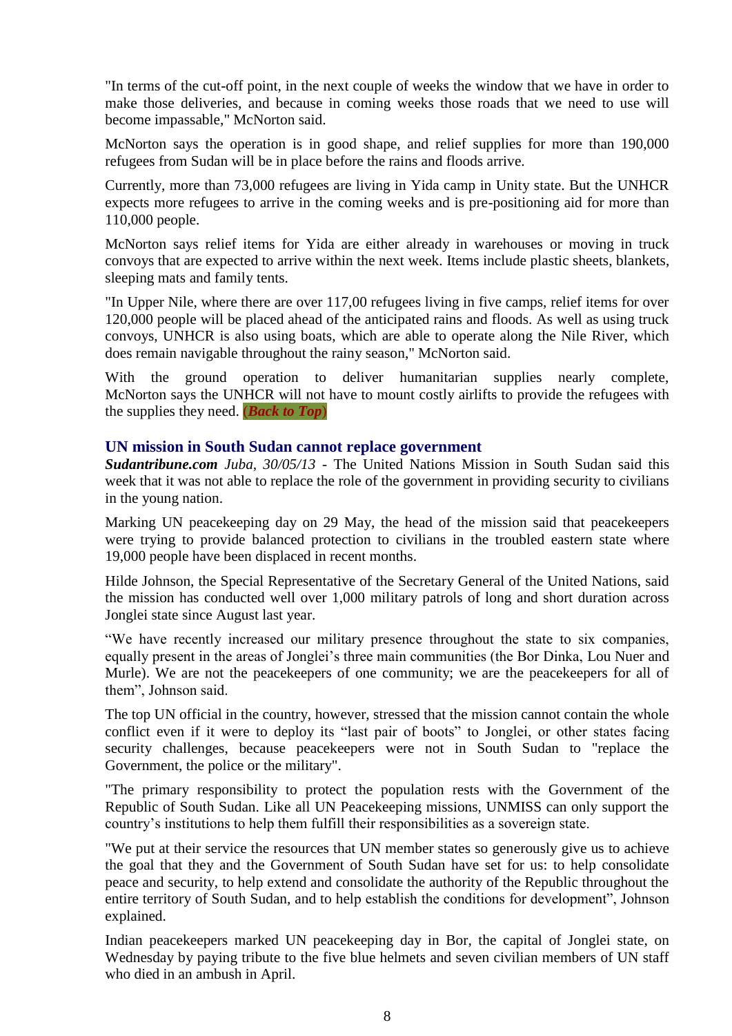"In terms of the cut-off point, in the next couple of weeks the window that we have in order to make those deliveries, and because in coming weeks those roads that we need to use will become impassable," McNorton said.

McNorton says the operation is in good shape, and relief supplies for more than 190,000 refugees from Sudan will be in place before the rains and floods arrive.

Currently, more than 73,000 refugees are living in Yida camp in Unity state. But the UNHCR expects more refugees to arrive in the coming weeks and is pre-positioning aid for more than 110,000 people.

McNorton says relief items for Yida are either already in warehouses or moving in truck convoys that are expected to arrive within the next week. Items include plastic sheets, blankets, sleeping mats and family tents.

"In Upper Nile, where there are over 117,00 refugees living in five camps, relief items for over 120,000 people will be placed ahead of the anticipated rains and floods. As well as using truck convoys, UNHCR is also using boats, which are able to operate along the Nile River, which does remain navigable throughout the rainy season," McNorton said.

With the ground operation to deliver humanitarian supplies nearly complete, McNorton says the UNHCR will not have to mount costly airlifts to provide the refugees with the supplies they need. (***Back to Top***)

## UN mission in South Sudan cannot replace government

***Sudantribune.com*** *Juba, 30/05/13* - The United Nations Mission in South Sudan said this week that it was not able to replace the role of the government in providing security to civilians in the young nation.

Marking UN peacekeeping day on 29 May, the head of the mission said that peacekeepers were trying to provide balanced protection to civilians in the troubled eastern state where 19,000 people have been displaced in recent months.

Hilde Johnson, the Special Representative of the Secretary General of the United Nations, said the mission has conducted well over 1,000 military patrols of long and short duration across Jonglei state since August last year.

"We have recently increased our military presence throughout the state to six companies, equally present in the areas of Jonglei's three main communities (the Bor Dinka, Lou Nuer and Murle). We are not the peacekeepers of one community; we are the peacekeepers for all of them", Johnson said.

The top UN official in the country, however, stressed that the mission cannot contain the whole conflict even if it were to deploy its "last pair of boots" to Jonglei, or other states facing security challenges, because peacekeepers were not in South Sudan to "replace the Government, the police or the military".

"The primary responsibility to protect the population rests with the Government of the Republic of South Sudan. Like all UN Peacekeeping missions, UNMISS can only support the country's institutions to help them fulfill their responsibilities as a sovereign state.

"We put at their service the resources that UN member states so generously give us to achieve the goal that they and the Government of South Sudan have set for us: to help consolidate peace and security, to help extend and consolidate the authority of the Republic throughout the entire territory of South Sudan, and to help establish the conditions for development", Johnson explained.

Indian peacekeepers marked UN peacekeeping day in Bor, the capital of Jonglei state, on Wednesday by paying tribute to the five blue helmets and seven civilian members of UN staff who died in an ambush in April.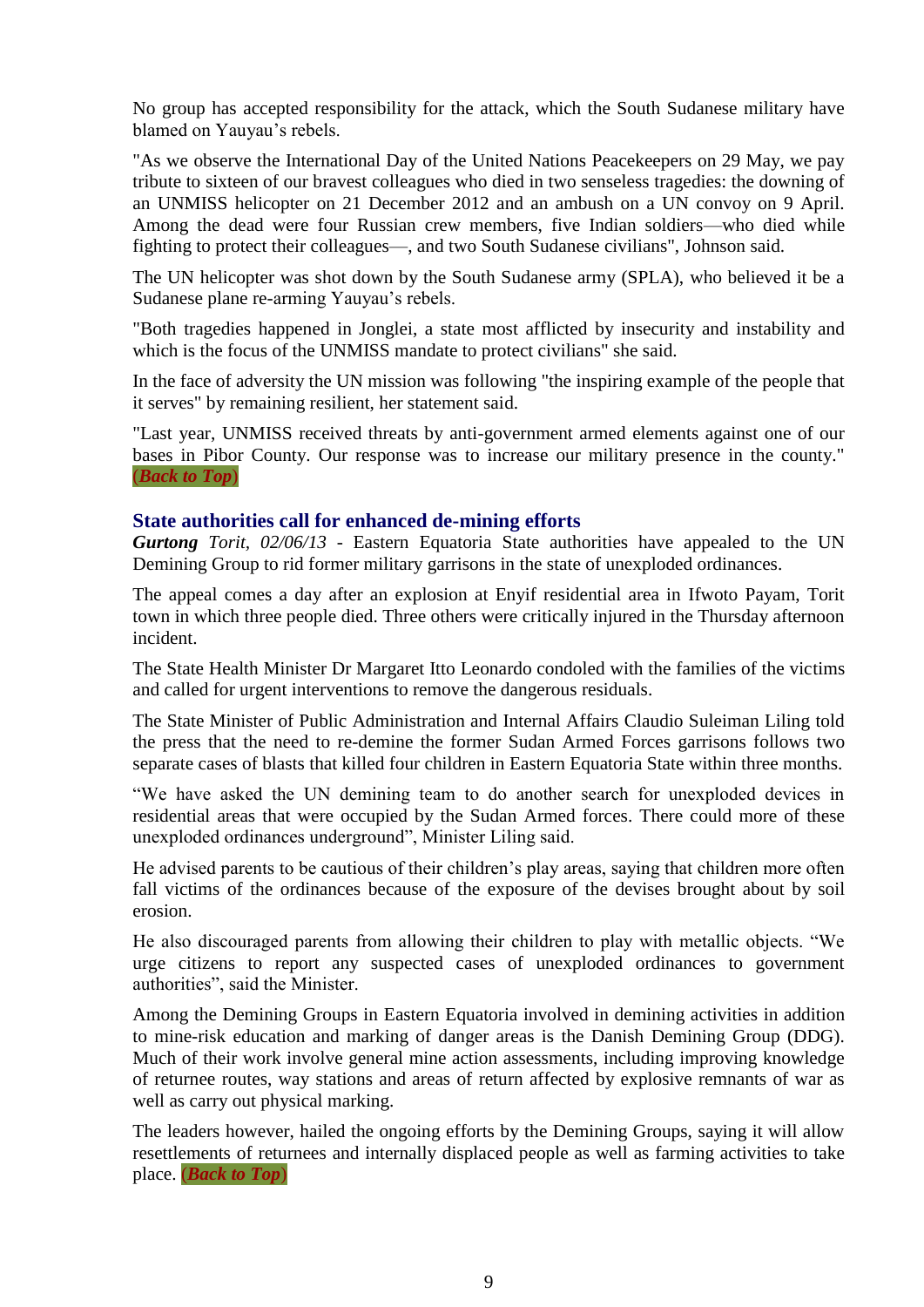No group has accepted responsibility for the attack, which the South Sudanese military have blamed on Yauyau's rebels.

"As we observe the International Day of the United Nations Peacekeepers on 29 May, we pay tribute to sixteen of our bravest colleagues who died in two senseless tragedies: the downing of an UNMISS helicopter on 21 December 2012 and an ambush on a UN convoy on 9 April. Among the dead were four Russian crew members, five Indian soldiers—who died while fighting to protect their colleagues—, and two South Sudanese civilians", Johnson said.

The UN helicopter was shot down by the South Sudanese army (SPLA), who believed it be a Sudanese plane re-arming Yauyau's rebels.

"Both tragedies happened in Jonglei, a state most afflicted by insecurity and instability and which is the focus of the UNMISS mandate to protect civilians" she said.

In the face of adversity the UN mission was following "the inspiring example of the people that it serves" by remaining resilient, her statement said.

"Last year, UNMISS received threats by anti-government armed elements against one of our bases in Pibor County. Our response was to increase our military presence in the county." (***Back to Top***)

### State authorities call for enhanced de-mining efforts

***Gurtong*** *Torit, 02/06/13* - Eastern Equatoria State authorities have appealed to the UN Demining Group to rid former military garrisons in the state of unexploded ordinances.

The appeal comes a day after an explosion at Enyif residential area in Ifwoto Payam, Torit town in which three people died. Three others were critically injured in the Thursday afternoon incident.

The State Health Minister Dr Margaret Itto Leonardo condoled with the families of the victims and called for urgent interventions to remove the dangerous residuals.

The State Minister of Public Administration and Internal Affairs Claudio Suleiman Liling told the press that the need to re-demine the former Sudan Armed Forces garrisons follows two separate cases of blasts that killed four children in Eastern Equatoria State within three months.

"We have asked the UN demining team to do another search for unexploded devices in residential areas that were occupied by the Sudan Armed forces. There could more of these unexploded ordinances underground", Minister Liling said.

He advised parents to be cautious of their children's play areas, saying that children more often fall victims of the ordinances because of the exposure of the devises brought about by soil erosion.

He also discouraged parents from allowing their children to play with metallic objects. "We urge citizens to report any suspected cases of unexploded ordinances to government authorities", said the Minister.

Among the Demining Groups in Eastern Equatoria involved in demining activities in addition to mine-risk education and marking of danger areas is the Danish Demining Group (DDG). Much of their work involve general mine action assessments, including improving knowledge of returnee routes, way stations and areas of return affected by explosive remnants of war as well as carry out physical marking.

The leaders however, hailed the ongoing efforts by the Demining Groups, saying it will allow resettlements of returnees and internally displaced people as well as farming activities to take place. (***Back to Top***)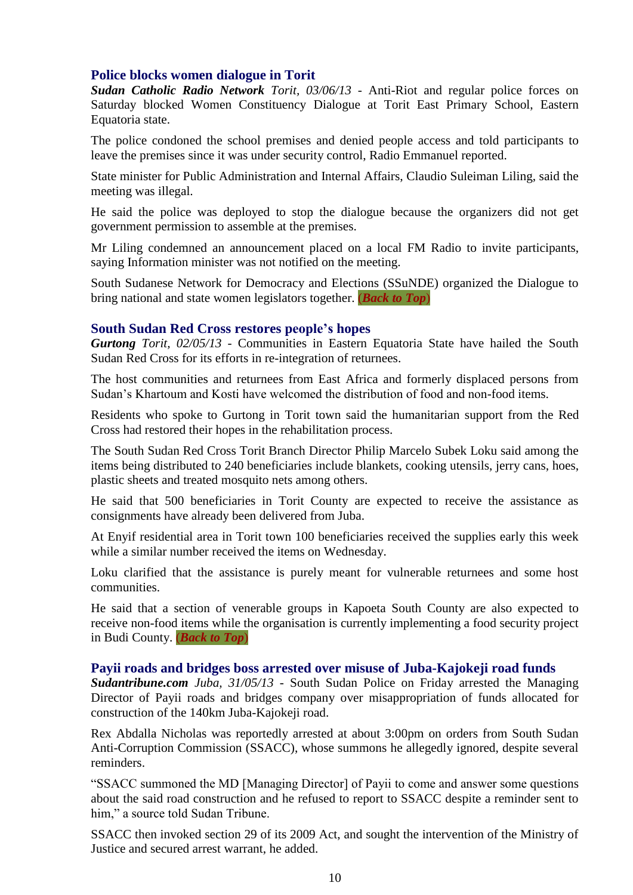### Police blocks women dialogue in Torit

***Sudan Catholic Radio Network*** *Torit, 03/06/13* - Anti-Riot and regular police forces on Saturday blocked Women Constituency Dialogue at Torit East Primary School, Eastern Equatoria state.

The police condoned the school premises and denied people access and told participants to leave the premises since it was under security control, Radio Emmanuel reported.

State minister for Public Administration and Internal Affairs, Claudio Suleiman Liling, said the meeting was illegal.

He said the police was deployed to stop the dialogue because the organizers did not get government permission to assemble at the premises.

Mr Liling condemned an announcement placed on a local FM Radio to invite participants, saying Information minister was not notified on the meeting.

South Sudanese Network for Democracy and Elections (SSuNDE) organized the Dialogue to bring national and state women legislators together. (***Back to Top***)

### South Sudan Red Cross restores people's hopes

***Gurtong*** *Torit, 02/05/13* - Communities in Eastern Equatoria State have hailed the South Sudan Red Cross for its efforts in re-integration of returnees.

The host communities and returnees from East Africa and formerly displaced persons from Sudan's Khartoum and Kosti have welcomed the distribution of food and non-food items.

Residents who spoke to Gurtong in Torit town said the humanitarian support from the Red Cross had restored their hopes in the rehabilitation process.

The South Sudan Red Cross Torit Branch Director Philip Marcelo Subek Loku said among the items being distributed to 240 beneficiaries include blankets, cooking utensils, jerry cans, hoes, plastic sheets and treated mosquito nets among others.

He said that 500 beneficiaries in Torit County are expected to receive the assistance as consignments have already been delivered from Juba.

At Enyif residential area in Torit town 100 beneficiaries received the supplies early this week while a similar number received the items on Wednesday.

Loku clarified that the assistance is purely meant for vulnerable returnees and some host communities.

He said that a section of venerable groups in Kapoeta South County are also expected to receive non-food items while the organisation is currently implementing a food security project in Budi County. (***Back to Top***)

### Payii roads and bridges boss arrested over misuse of Juba-Kajokeji road funds

***Sudantribune.com*** *Juba, 31/05/13* - South Sudan Police on Friday arrested the Managing Director of Payii roads and bridges company over misappropriation of funds allocated for construction of the 140km Juba-Kajokeji road.

Rex Abdalla Nicholas was reportedly arrested at about 3:00pm on orders from South Sudan Anti-Corruption Commission (SSACC), whose summons he allegedly ignored, despite several reminders.

"SSACC summoned the MD [Managing Director] of Payii to come and answer some questions about the said road construction and he refused to report to SSACC despite a reminder sent to him," a source told Sudan Tribune.

SSACC then invoked section 29 of its 2009 Act, and sought the intervention of the Ministry of Justice and secured arrest warrant, he added.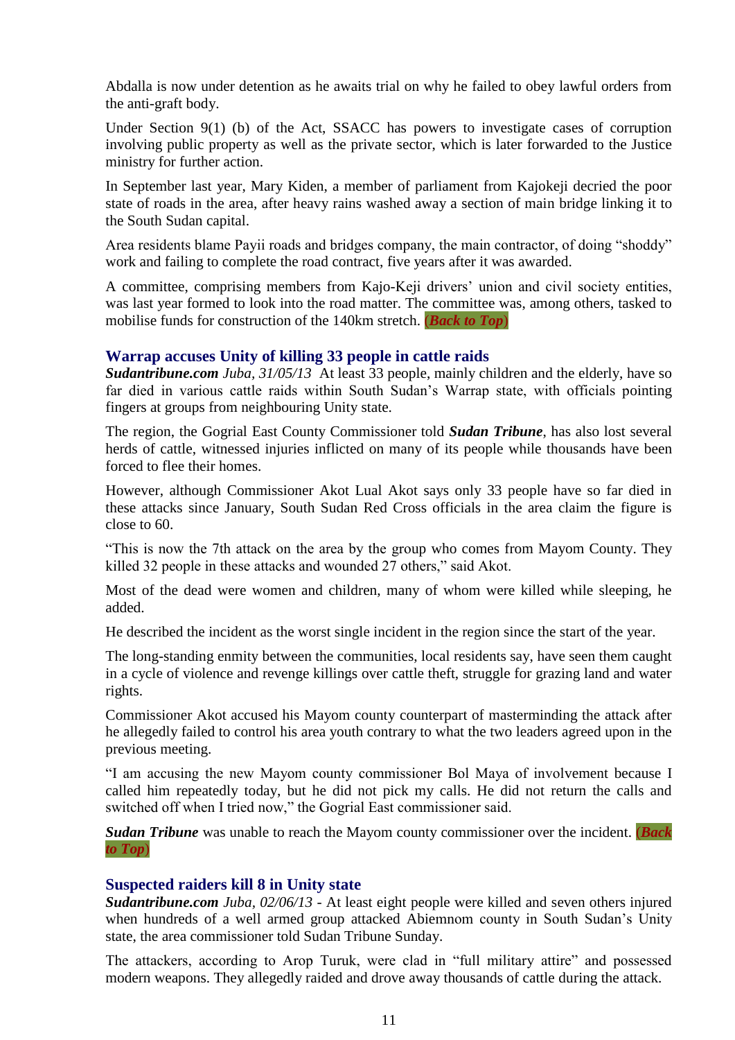Abdalla is now under detention as he awaits trial on why he failed to obey lawful orders from the anti-graft body.

Under Section 9(1) (b) of the Act, SSACC has powers to investigate cases of corruption involving public property as well as the private sector, which is later forwarded to the Justice ministry for further action.

In September last year, Mary Kiden, a member of parliament from Kajokeji decried the poor state of roads in the area, after heavy rains washed away a section of main bridge linking it to the South Sudan capital.

Area residents blame Payii roads and bridges company, the main contractor, of doing "shoddy" work and failing to complete the road contract, five years after it was awarded.

A committee, comprising members from Kajo-Keji drivers' union and civil society entities, was last year formed to look into the road matter. The committee was, among others, tasked to mobilise funds for construction of the 140km stretch. ***(Back to Top)***

## Warrap accuses Unity of killing 33 people in cattle raids

***Sudantribune.com*** *Juba, 31/05/13* At least 33 people, mainly children and the elderly, have so far died in various cattle raids within South Sudan's Warrap state, with officials pointing fingers at groups from neighbouring Unity state.

The region, the Gogrial East County Commissioner told ***Sudan Tribune***, has also lost several herds of cattle, witnessed injuries inflicted on many of its people while thousands have been forced to flee their homes.

However, although Commissioner Akot Lual Akot says only 33 people have so far died in these attacks since January, South Sudan Red Cross officials in the area claim the figure is close to 60.

"This is now the 7th attack on the area by the group who comes from Mayom County. They killed 32 people in these attacks and wounded 27 others," said Akot.

Most of the dead were women and children, many of whom were killed while sleeping, he added.

He described the incident as the worst single incident in the region since the start of the year.

The long-standing enmity between the communities, local residents say, have seen them caught in a cycle of violence and revenge killings over cattle theft, struggle for grazing land and water rights.

Commissioner Akot accused his Mayom county counterpart of masterminding the attack after he allegedly failed to control his area youth contrary to what the two leaders agreed upon in the previous meeting.

"I am accusing the new Mayom county commissioner Bol Maya of involvement because I called him repeatedly today, but he did not pick my calls. He did not return the calls and switched off when I tried now," the Gogrial East commissioner said.

***Sudan Tribune*** was unable to reach the Mayom county commissioner over the incident. ***(Back to Top)***

## Suspected raiders kill 8 in Unity state

***Sudantribune.com*** *Juba, 02/06/13* - At least eight people were killed and seven others injured when hundreds of a well armed group attacked Abiemnom county in South Sudan's Unity state, the area commissioner told Sudan Tribune Sunday.

The attackers, according to Arop Turuk, were clad in "full military attire" and possessed modern weapons. They allegedly raided and drove away thousands of cattle during the attack.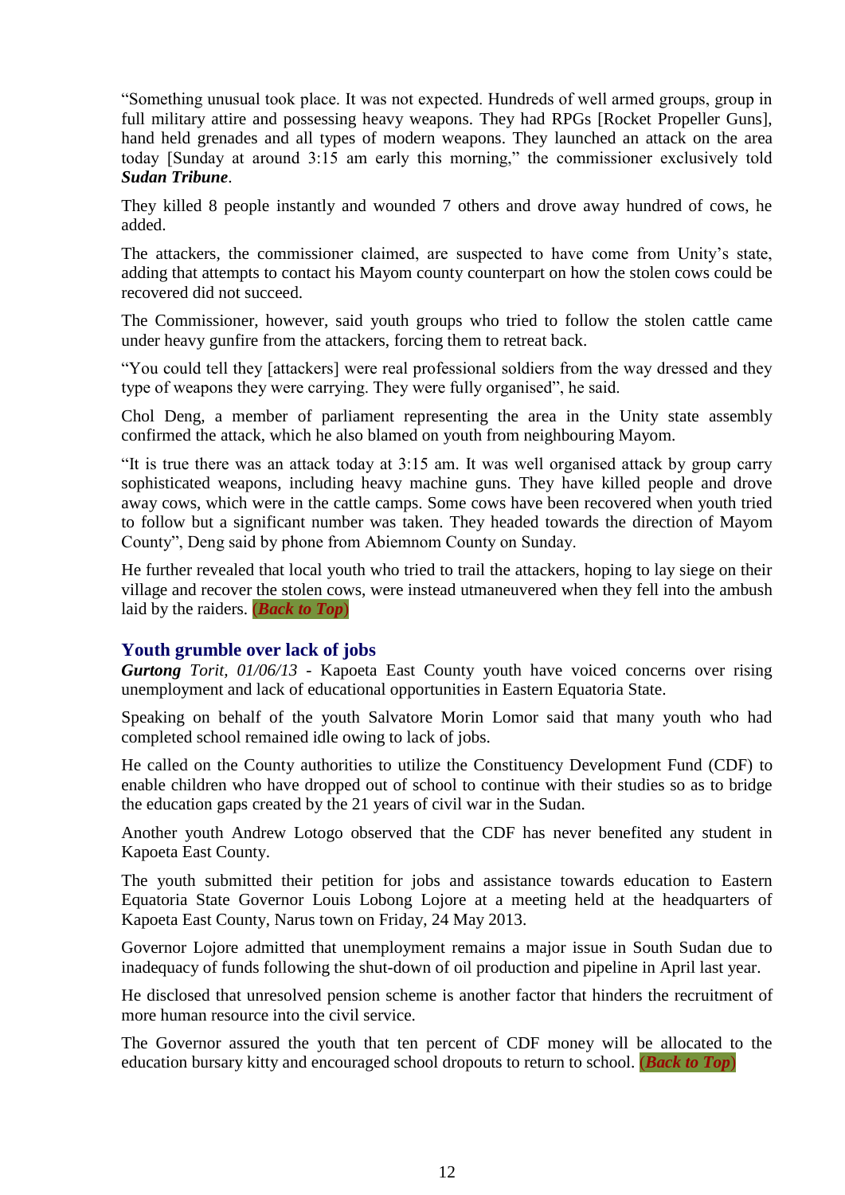"Something unusual took place. It was not expected. Hundreds of well armed groups, group in full military attire and possessing heavy weapons. They had RPGs [Rocket Propeller Guns], hand held grenades and all types of modern weapons. They launched an attack on the area today [Sunday at around 3:15 am early this morning," the commissioner exclusively told ***Sudan Tribune***.

They killed 8 people instantly and wounded 7 others and drove away hundred of cows, he added.

The attackers, the commissioner claimed, are suspected to have come from Unity's state, adding that attempts to contact his Mayom county counterpart on how the stolen cows could be recovered did not succeed.

The Commissioner, however, said youth groups who tried to follow the stolen cattle came under heavy gunfire from the attackers, forcing them to retreat back.

"You could tell they [attackers] were real professional soldiers from the way dressed and they type of weapons they were carrying. They were fully organised", he said.

Chol Deng, a member of parliament representing the area in the Unity state assembly confirmed the attack, which he also blamed on youth from neighbouring Mayom.

"It is true there was an attack today at 3:15 am. It was well organised attack by group carry sophisticated weapons, including heavy machine guns. They have killed people and drove away cows, which were in the cattle camps. Some cows have been recovered when youth tried to follow but a significant number was taken. They headed towards the direction of Mayom County", Deng said by phone from Abiemnom County on Sunday.

He further revealed that local youth who tried to trail the attackers, hoping to lay siege on their village and recover the stolen cows, were instead utmaneuvered when they fell into the ambush laid by the raiders. ***(Back to Top)***

## Youth grumble over lack of jobs

***Gurtong*** *Torit, 01/06/13* - Kapoeta East County youth have voiced concerns over rising unemployment and lack of educational opportunities in Eastern Equatoria State.

Speaking on behalf of the youth Salvatore Morin Lomor said that many youth who had completed school remained idle owing to lack of jobs.

He called on the County authorities to utilize the Constituency Development Fund (CDF) to enable children who have dropped out of school to continue with their studies so as to bridge the education gaps created by the 21 years of civil war in the Sudan.

Another youth Andrew Lotogo observed that the CDF has never benefited any student in Kapoeta East County.

The youth submitted their petition for jobs and assistance towards education to Eastern Equatoria State Governor Louis Lobong Lojore at a meeting held at the headquarters of Kapoeta East County, Narus town on Friday, 24 May 2013.

Governor Lojore admitted that unemployment remains a major issue in South Sudan due to inadequacy of funds following the shut-down of oil production and pipeline in April last year.

He disclosed that unresolved pension scheme is another factor that hinders the recruitment of more human resource into the civil service.

The Governor assured the youth that ten percent of CDF money will be allocated to the education bursary kitty and encouraged school dropouts to return to school. ***(Back to Top)***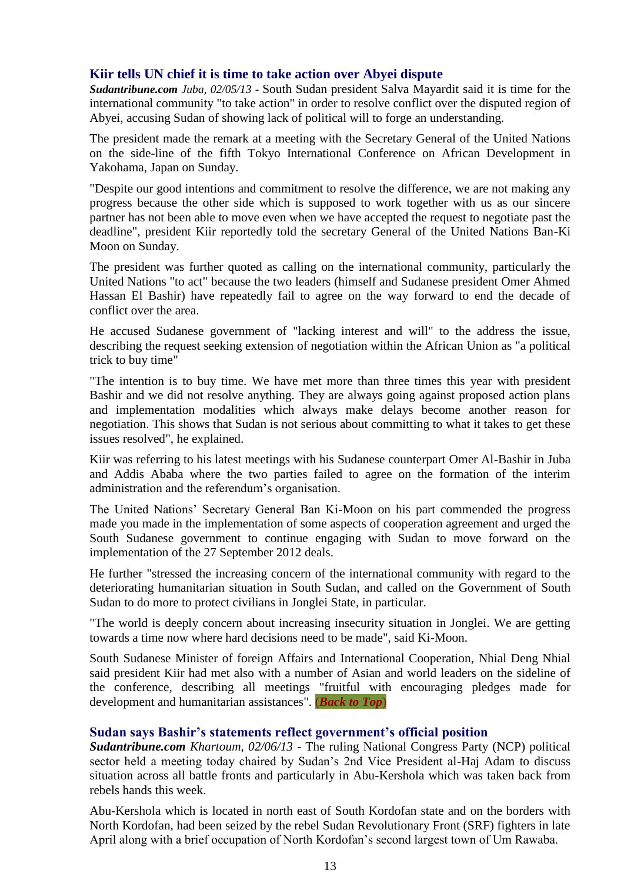## Kiir tells UN chief it is time to take action over Abyei dispute

***Sudantribune.com*** *Juba, 02/05/13* - South Sudan president Salva Mayardit said it is time for the international community "to take action" in order to resolve conflict over the disputed region of Abyei, accusing Sudan of showing lack of political will to forge an understanding.

The president made the remark at a meeting with the Secretary General of the United Nations on the side-line of the fifth Tokyo International Conference on African Development in Yakohama, Japan on Sunday.

"Despite our good intentions and commitment to resolve the difference, we are not making any progress because the other side which is supposed to work together with us as our sincere partner has not been able to move even when we have accepted the request to negotiate past the deadline", president Kiir reportedly told the secretary General of the United Nations Ban-Ki Moon on Sunday.

The president was further quoted as calling on the international community, particularly the United Nations "to act" because the two leaders (himself and Sudanese president Omer Ahmed Hassan El Bashir) have repeatedly fail to agree on the way forward to end the decade of conflict over the area.

He accused Sudanese government of "lacking interest and will" to the address the issue, describing the request seeking extension of negotiation within the African Union as "a political trick to buy time"

"The intention is to buy time. We have met more than three times this year with president Bashir and we did not resolve anything. They are always going against proposed action plans and implementation modalities which always make delays become another reason for negotiation. This shows that Sudan is not serious about committing to what it takes to get these issues resolved", he explained.

Kiir was referring to his latest meetings with his Sudanese counterpart Omer Al-Bashir in Juba and Addis Ababa where the two parties failed to agree on the formation of the interim administration and the referendum's organisation.

The United Nations' Secretary General Ban Ki-Moon on his part commended the progress made you made in the implementation of some aspects of cooperation agreement and urged the South Sudanese government to continue engaging with Sudan to move forward on the implementation of the 27 September 2012 deals.

He further "stressed the increasing concern of the international community with regard to the deteriorating humanitarian situation in South Sudan, and called on the Government of South Sudan to do more to protect civilians in Jonglei State, in particular.

"The world is deeply concern about increasing insecurity situation in Jonglei. We are getting towards a time now where hard decisions need to be made", said Ki-Moon.

South Sudanese Minister of foreign Affairs and International Cooperation, Nhial Deng Nhial said president Kiir had met also with a number of Asian and world leaders on the sideline of the conference, describing all meetings "fruitful with encouraging pledges made for development and humanitarian assistances". (***Back to Top***)

## Sudan says Bashir's statements reflect government's official position

***Sudantribune.com*** *Khartoum, 02/06/13* - The ruling National Congress Party (NCP) political sector held a meeting today chaired by Sudan's 2nd Vice President al-Haj Adam to discuss situation across all battle fronts and particularly in Abu-Kershola which was taken back from rebels hands this week.

Abu-Kershola which is located in north east of South Kordofan state and on the borders with North Kordofan, had been seized by the rebel Sudan Revolutionary Front (SRF) fighters in late April along with a brief occupation of North Kordofan's second largest town of Um Rawaba.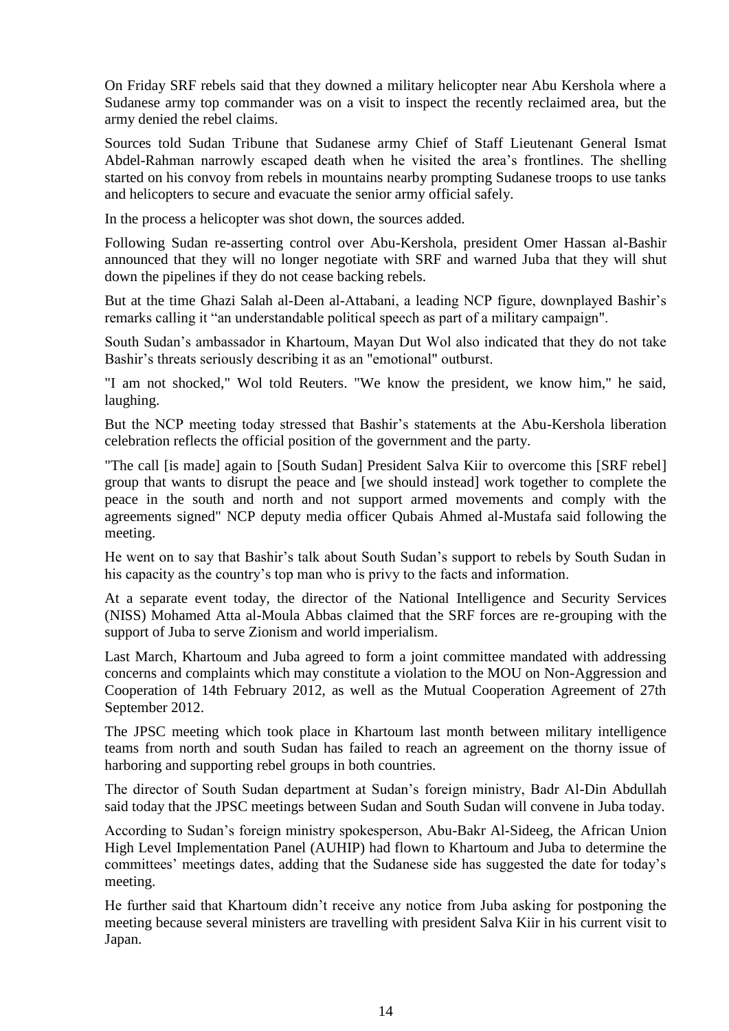On Friday SRF rebels said that they downed a military helicopter near Abu Kershola where a Sudanese army top commander was on a visit to inspect the recently reclaimed area, but the army denied the rebel claims.

Sources told Sudan Tribune that Sudanese army Chief of Staff Lieutenant General Ismat Abdel-Rahman narrowly escaped death when he visited the area's frontlines. The shelling started on his convoy from rebels in mountains nearby prompting Sudanese troops to use tanks and helicopters to secure and evacuate the senior army official safely.

In the process a helicopter was shot down, the sources added.

Following Sudan re-asserting control over Abu-Kershola, president Omer Hassan al-Bashir announced that they will no longer negotiate with SRF and warned Juba that they will shut down the pipelines if they do not cease backing rebels.

But at the time Ghazi Salah al-Deen al-Attabani, a leading NCP figure, downplayed Bashir's remarks calling it "an understandable political speech as part of a military campaign".

South Sudan's ambassador in Khartoum, Mayan Dut Wol also indicated that they do not take Bashir's threats seriously describing it as an "emotional" outburst.

"I am not shocked," Wol told Reuters. "We know the president, we know him," he said, laughing.

But the NCP meeting today stressed that Bashir's statements at the Abu-Kershola liberation celebration reflects the official position of the government and the party.

"The call [is made] again to [South Sudan] President Salva Kiir to overcome this [SRF rebel] group that wants to disrupt the peace and [we should instead] work together to complete the peace in the south and north and not support armed movements and comply with the agreements signed" NCP deputy media officer Qubais Ahmed al-Mustafa said following the meeting.

He went on to say that Bashir's talk about South Sudan's support to rebels by South Sudan in his capacity as the country's top man who is privy to the facts and information.

At a separate event today, the director of the National Intelligence and Security Services (NISS) Mohamed Atta al-Moula Abbas claimed that the SRF forces are re-grouping with the support of Juba to serve Zionism and world imperialism.

Last March, Khartoum and Juba agreed to form a joint committee mandated with addressing concerns and complaints which may constitute a violation to the MOU on Non-Aggression and Cooperation of 14th February 2012, as well as the Mutual Cooperation Agreement of 27th September 2012.

The JPSC meeting which took place in Khartoum last month between military intelligence teams from north and south Sudan has failed to reach an agreement on the thorny issue of harboring and supporting rebel groups in both countries.

The director of South Sudan department at Sudan's foreign ministry, Badr Al-Din Abdullah said today that the JPSC meetings between Sudan and South Sudan will convene in Juba today.

According to Sudan's foreign ministry spokesperson, Abu-Bakr Al-Sideeg, the African Union High Level Implementation Panel (AUHIP) had flown to Khartoum and Juba to determine the committees' meetings dates, adding that the Sudanese side has suggested the date for today's meeting.

He further said that Khartoum didn't receive any notice from Juba asking for postponing the meeting because several ministers are travelling with president Salva Kiir in his current visit to Japan.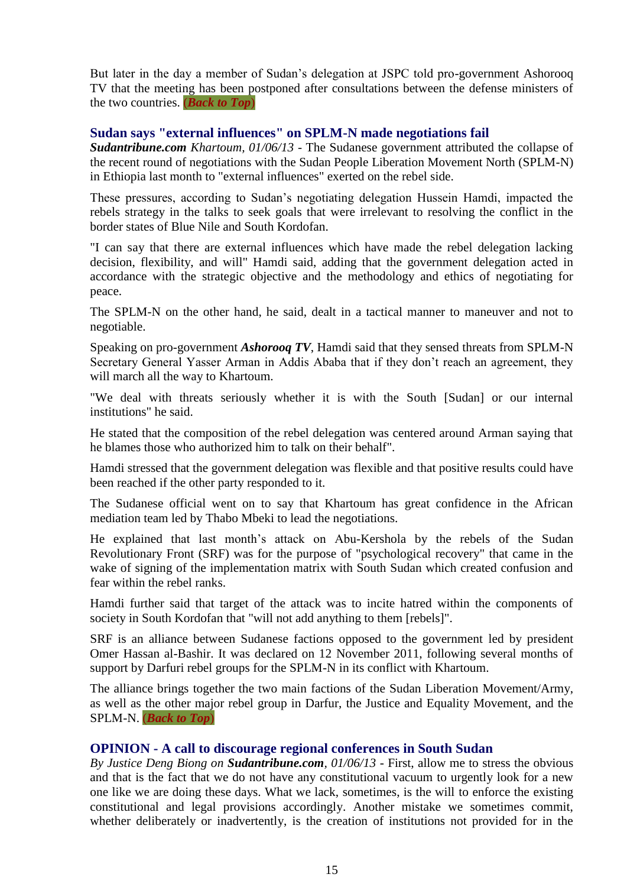But later in the day a member of Sudan's delegation at JSPC told pro-government Ashorooq TV that the meeting has been postponed after consultations between the defense ministers of the two countries. ***(Back to Top)***

## Sudan says "external influences" on SPLM-N made negotiations fail

***Sudantribune.com** Khartoum, 01/06/13* - The Sudanese government attributed the collapse of the recent round of negotiations with the Sudan People Liberation Movement North (SPLM-N) in Ethiopia last month to "external influences" exerted on the rebel side.

These pressures, according to Sudan's negotiating delegation Hussein Hamdi, impacted the rebels strategy in the talks to seek goals that were irrelevant to resolving the conflict in the border states of Blue Nile and South Kordofan.

"I can say that there are external influences which have made the rebel delegation lacking decision, flexibility, and will" Hamdi said, adding that the government delegation acted in accordance with the strategic objective and the methodology and ethics of negotiating for peace.

The SPLM-N on the other hand, he said, dealt in a tactical manner to maneuver and not to negotiable.

Speaking on pro-government ***Ashorooq TV***, Hamdi said that they sensed threats from SPLM-N Secretary General Yasser Arman in Addis Ababa that if they don't reach an agreement, they will march all the way to Khartoum.

"We deal with threats seriously whether it is with the South [Sudan] or our internal institutions" he said.

He stated that the composition of the rebel delegation was centered around Arman saying that he blames those who authorized him to talk on their behalf".

Hamdi stressed that the government delegation was flexible and that positive results could have been reached if the other party responded to it.

The Sudanese official went on to say that Khartoum has great confidence in the African mediation team led by Thabo Mbeki to lead the negotiations.

He explained that last month's attack on Abu-Kershola by the rebels of the Sudan Revolutionary Front (SRF) was for the purpose of "psychological recovery" that came in the wake of signing of the implementation matrix with South Sudan which created confusion and fear within the rebel ranks.

Hamdi further said that target of the attack was to incite hatred within the components of society in South Kordofan that "will not add anything to them [rebels]".

SRF is an alliance between Sudanese factions opposed to the government led by president Omer Hassan al-Bashir. It was declared on 12 November 2011, following several months of support by Darfuri rebel groups for the SPLM-N in its conflict with Khartoum.

The alliance brings together the two main factions of the Sudan Liberation Movement/Army, as well as the other major rebel group in Darfur, the Justice and Equality Movement, and the SPLM-N. ***(Back to Top)***

## OPINION - A call to discourage regional conferences in South Sudan

*By Justice Deng Biong on **Sudantribune.com**, 01/06/13* - First, allow me to stress the obvious and that is the fact that we do not have any constitutional vacuum to urgently look for a new one like we are doing these days. What we lack, sometimes, is the will to enforce the existing constitutional and legal provisions accordingly. Another mistake we sometimes commit, whether deliberately or inadvertently, is the creation of institutions not provided for in the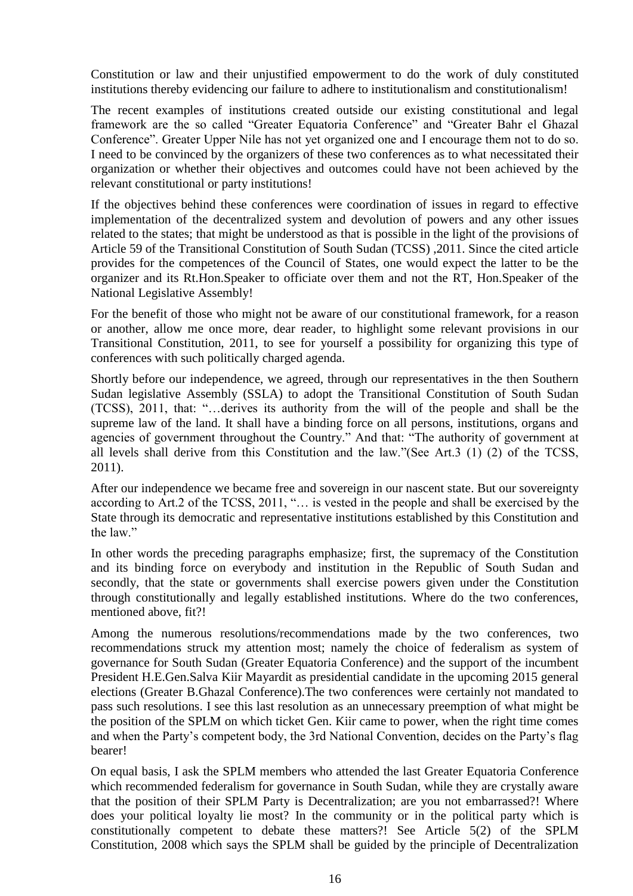Constitution or law and their unjustified empowerment to do the work of duly constituted institutions thereby evidencing our failure to adhere to institutionalism and constitutionalism!

The recent examples of institutions created outside our existing constitutional and legal framework are the so called "Greater Equatoria Conference" and "Greater Bahr el Ghazal Conference". Greater Upper Nile has not yet organized one and I encourage them not to do so. I need to be convinced by the organizers of these two conferences as to what necessitated their organization or whether their objectives and outcomes could have not been achieved by the relevant constitutional or party institutions!

If the objectives behind these conferences were coordination of issues in regard to effective implementation of the decentralized system and devolution of powers and any other issues related to the states; that might be understood as that is possible in the light of the provisions of Article 59 of the Transitional Constitution of South Sudan (TCSS) ,2011. Since the cited article provides for the competences of the Council of States, one would expect the latter to be the organizer and its Rt.Hon.Speaker to officiate over them and not the RT, Hon.Speaker of the National Legislative Assembly!

For the benefit of those who might not be aware of our constitutional framework, for a reason or another, allow me once more, dear reader, to highlight some relevant provisions in our Transitional Constitution, 2011, to see for yourself a possibility for organizing this type of conferences with such politically charged agenda.

Shortly before our independence, we agreed, through our representatives in the then Southern Sudan legislative Assembly (SSLA) to adopt the Transitional Constitution of South Sudan (TCSS), 2011, that: "…derives its authority from the will of the people and shall be the supreme law of the land. It shall have a binding force on all persons, institutions, organs and agencies of government throughout the Country." And that: "The authority of government at all levels shall derive from this Constitution and the law."(See Art.3 (1) (2) of the TCSS, 2011).

After our independence we became free and sovereign in our nascent state. But our sovereignty according to Art.2 of the TCSS, 2011, "… is vested in the people and shall be exercised by the State through its democratic and representative institutions established by this Constitution and the law."

In other words the preceding paragraphs emphasize; first, the supremacy of the Constitution and its binding force on everybody and institution in the Republic of South Sudan and secondly, that the state or governments shall exercise powers given under the Constitution through constitutionally and legally established institutions. Where do the two conferences, mentioned above, fit?!

Among the numerous resolutions/recommendations made by the two conferences, two recommendations struck my attention most; namely the choice of federalism as system of governance for South Sudan (Greater Equatoria Conference) and the support of the incumbent President H.E.Gen.Salva Kiir Mayardit as presidential candidate in the upcoming 2015 general elections (Greater B.Ghazal Conference).The two conferences were certainly not mandated to pass such resolutions. I see this last resolution as an unnecessary preemption of what might be the position of the SPLM on which ticket Gen. Kiir came to power, when the right time comes and when the Party's competent body, the 3rd National Convention, decides on the Party's flag bearer!

On equal basis, I ask the SPLM members who attended the last Greater Equatoria Conference which recommended federalism for governance in South Sudan, while they are crystally aware that the position of their SPLM Party is Decentralization; are you not embarrassed?! Where does your political loyalty lie most? In the community or in the political party which is constitutionally competent to debate these matters?! See Article 5(2) of the SPLM Constitution, 2008 which says the SPLM shall be guided by the principle of Decentralization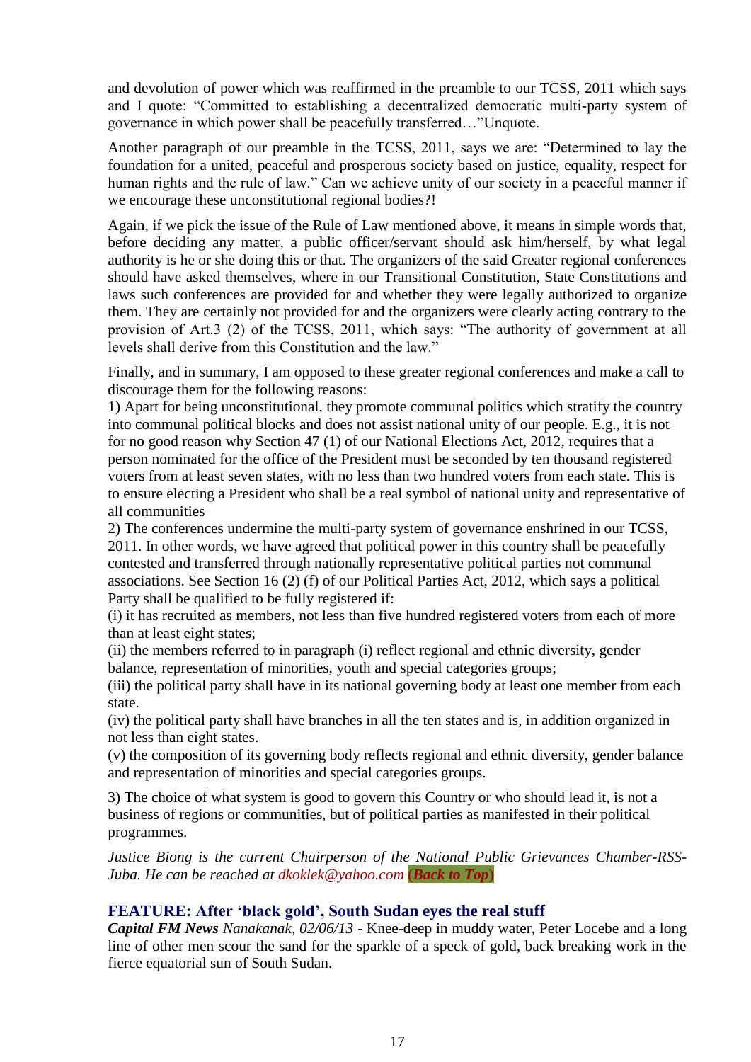and devolution of power which was reaffirmed in the preamble to our TCSS, 2011 which says and I quote: "Committed to establishing a decentralized democratic multi-party system of governance in which power shall be peacefully transferred…"Unquote.

Another paragraph of our preamble in the TCSS, 2011, says we are: "Determined to lay the foundation for a united, peaceful and prosperous society based on justice, equality, respect for human rights and the rule of law." Can we achieve unity of our society in a peaceful manner if we encourage these unconstitutional regional bodies?!

Again, if we pick the issue of the Rule of Law mentioned above, it means in simple words that, before deciding any matter, a public officer/servant should ask him/herself, by what legal authority is he or she doing this or that. The organizers of the said Greater regional conferences should have asked themselves, where in our Transitional Constitution, State Constitutions and laws such conferences are provided for and whether they were legally authorized to organize them. They are certainly not provided for and the organizers were clearly acting contrary to the provision of Art.3 (2) of the TCSS, 2011, which says: "The authority of government at all levels shall derive from this Constitution and the law."

Finally, and in summary, I am opposed to these greater regional conferences and make a call to discourage them for the following reasons:

1) Apart for being unconstitutional, they promote communal politics which stratify the country into communal political blocks and does not assist national unity of our people. E.g., it is not for no good reason why Section 47 (1) of our National Elections Act, 2012, requires that a person nominated for the office of the President must be seconded by ten thousand registered voters from at least seven states, with no less than two hundred voters from each state. This is to ensure electing a President who shall be a real symbol of national unity and representative of all communities

2) The conferences undermine the multi-party system of governance enshrined in our TCSS, 2011. In other words, we have agreed that political power in this country shall be peacefully contested and transferred through nationally representative political parties not communal associations. See Section 16 (2) (f) of our Political Parties Act, 2012, which says a political Party shall be qualified to be fully registered if:

(i) it has recruited as members, not less than five hundred registered voters from each of more than at least eight states;

(ii) the members referred to in paragraph (i) reflect regional and ethnic diversity, gender balance, representation of minorities, youth and special categories groups;

(iii) the political party shall have in its national governing body at least one member from each state.

(iv) the political party shall have branches in all the ten states and is, in addition organized in not less than eight states.

(v) the composition of its governing body reflects regional and ethnic diversity, gender balance and representation of minorities and special categories groups.

3) The choice of what system is good to govern this Country or who should lead it, is not a business of regions or communities, but of political parties as manifested in their political programmes.

*Justice Biong is the current Chairperson of the National Public Grievances Chamber-RSS-Juba. He can be reached at dkoklek@yahoo.com* (***Back to Top***)

### FEATURE: After 'black gold', South Sudan eyes the real stuff

***Capital FM News*** *Nanakanak, 02/06/13* - Knee-deep in muddy water, Peter Locebe and a long line of other men scour the sand for the sparkle of a speck of gold, back breaking work in the fierce equatorial sun of South Sudan.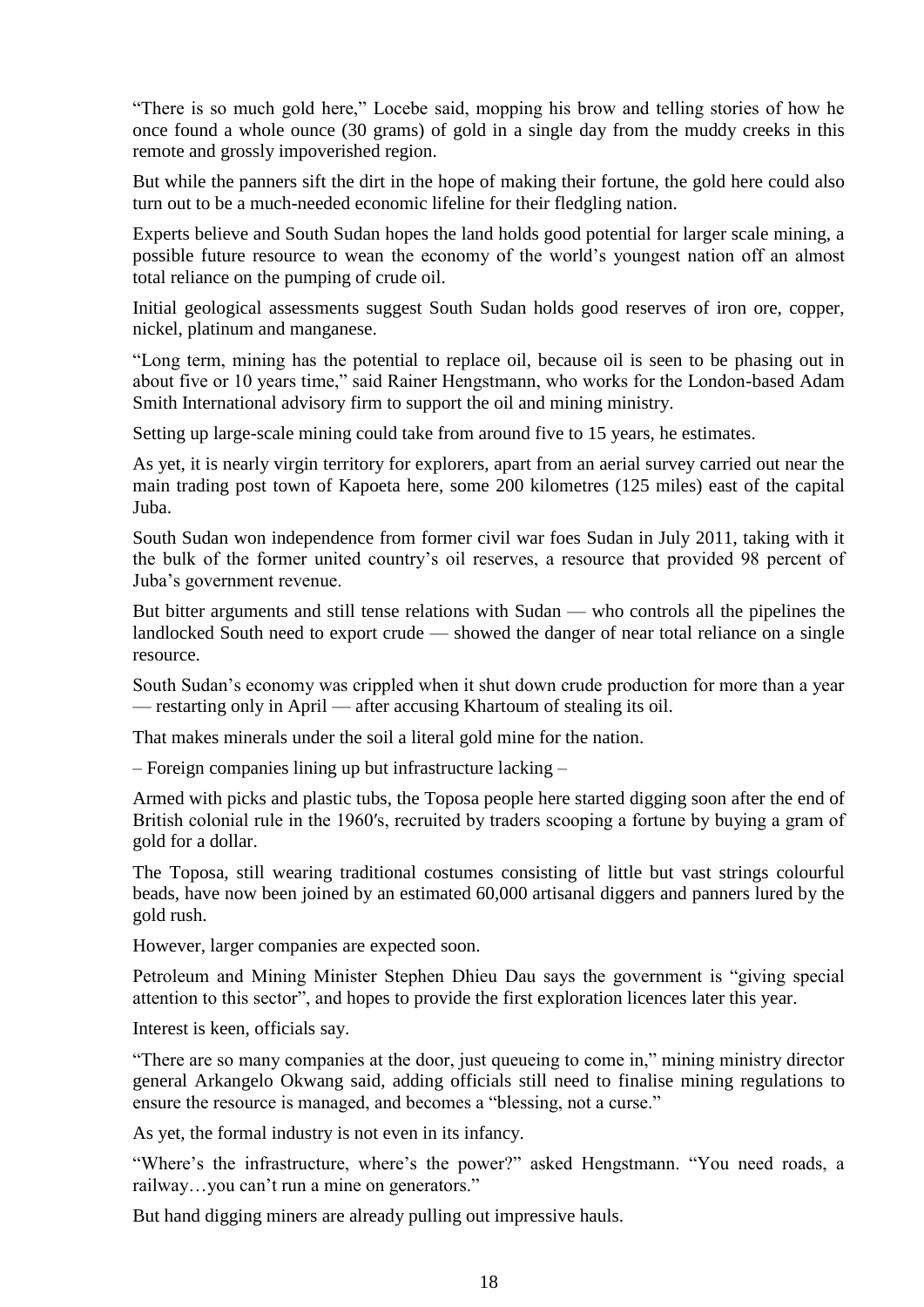"There is so much gold here," Locebe said, mopping his brow and telling stories of how he once found a whole ounce (30 grams) of gold in a single day from the muddy creeks in this remote and grossly impoverished region.

But while the panners sift the dirt in the hope of making their fortune, the gold here could also turn out to be a much-needed economic lifeline for their fledgling nation.

Experts believe and South Sudan hopes the land holds good potential for larger scale mining, a possible future resource to wean the economy of the world's youngest nation off an almost total reliance on the pumping of crude oil.

Initial geological assessments suggest South Sudan holds good reserves of iron ore, copper, nickel, platinum and manganese.

"Long term, mining has the potential to replace oil, because oil is seen to be phasing out in about five or 10 years time," said Rainer Hengstmann, who works for the London-based Adam Smith International advisory firm to support the oil and mining ministry.

Setting up large-scale mining could take from around five to 15 years, he estimates.

As yet, it is nearly virgin territory for explorers, apart from an aerial survey carried out near the main trading post town of Kapoeta here, some 200 kilometres (125 miles) east of the capital Juba.

South Sudan won independence from former civil war foes Sudan in July 2011, taking with it the bulk of the former united country's oil reserves, a resource that provided 98 percent of Juba's government revenue.

But bitter arguments and still tense relations with Sudan — who controls all the pipelines the landlocked South need to export crude — showed the danger of near total reliance on a single resource.

South Sudan's economy was crippled when it shut down crude production for more than a year — restarting only in April — after accusing Khartoum of stealing its oil.

That makes minerals under the soil a literal gold mine for the nation.

– Foreign companies lining up but infrastructure lacking –

Armed with picks and plastic tubs, the Toposa people here started digging soon after the end of British colonial rule in the 1960′s, recruited by traders scooping a fortune by buying a gram of gold for a dollar.

The Toposa, still wearing traditional costumes consisting of little but vast strings colourful beads, have now been joined by an estimated 60,000 artisanal diggers and panners lured by the gold rush.

However, larger companies are expected soon.

Petroleum and Mining Minister Stephen Dhieu Dau says the government is "giving special attention to this sector", and hopes to provide the first exploration licences later this year.

Interest is keen, officials say.

"There are so many companies at the door, just queueing to come in," mining ministry director general Arkangelo Okwang said, adding officials still need to finalise mining regulations to ensure the resource is managed, and becomes a "blessing, not a curse."

As yet, the formal industry is not even in its infancy.

"Where's the infrastructure, where's the power?" asked Hengstmann. "You need roads, a railway…you can't run a mine on generators."

But hand digging miners are already pulling out impressive hauls.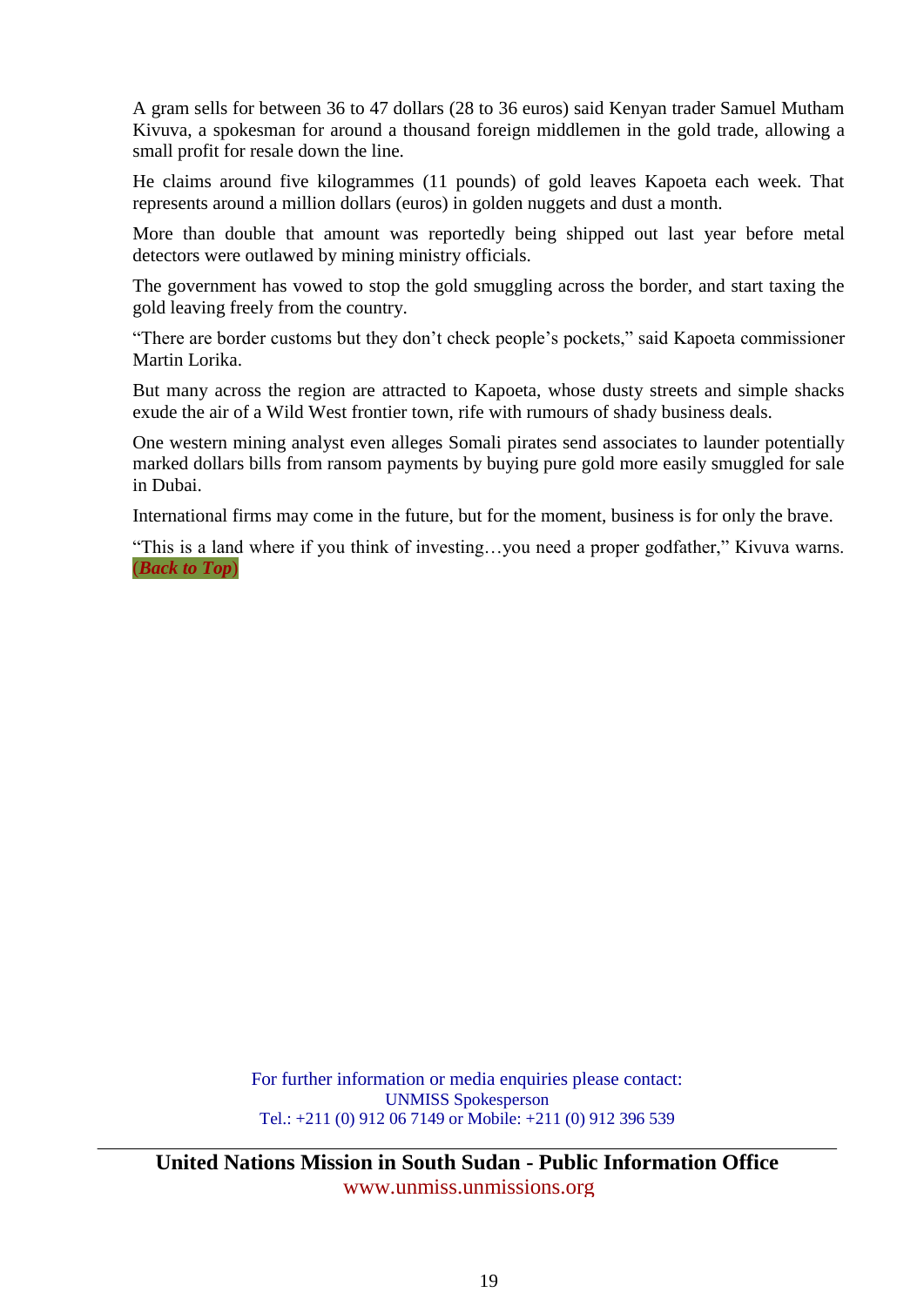A gram sells for between 36 to 47 dollars (28 to 36 euros) said Kenyan trader Samuel Mutham Kivuva, a spokesman for around a thousand foreign middlemen in the gold trade, allowing a small profit for resale down the line.

He claims around five kilogrammes (11 pounds) of gold leaves Kapoeta each week. That represents around a million dollars (euros) in golden nuggets and dust a month.

More than double that amount was reportedly being shipped out last year before metal detectors were outlawed by mining ministry officials.

The government has vowed to stop the gold smuggling across the border, and start taxing the gold leaving freely from the country.

"There are border customs but they don't check people's pockets," said Kapoeta commissioner Martin Lorika.

But many across the region are attracted to Kapoeta, whose dusty streets and simple shacks exude the air of a Wild West frontier town, rife with rumours of shady business deals.

One western mining analyst even alleges Somali pirates send associates to launder potentially marked dollars bills from ransom payments by buying pure gold more easily smuggled for sale in Dubai.

International firms may come in the future, but for the moment, business is for only the brave.

"This is a land where if you think of investing…you need a proper godfather," Kivuva warns. (***Back to Top***)

For further information or media enquiries please contact:
UNMISS Spokesperson
Tel.: +211 (0) 912 06 7149 or Mobile: +211 (0) 912 396 539

**United Nations Mission in South Sudan - Public Information Office**
www.unmiss.unmissions.org